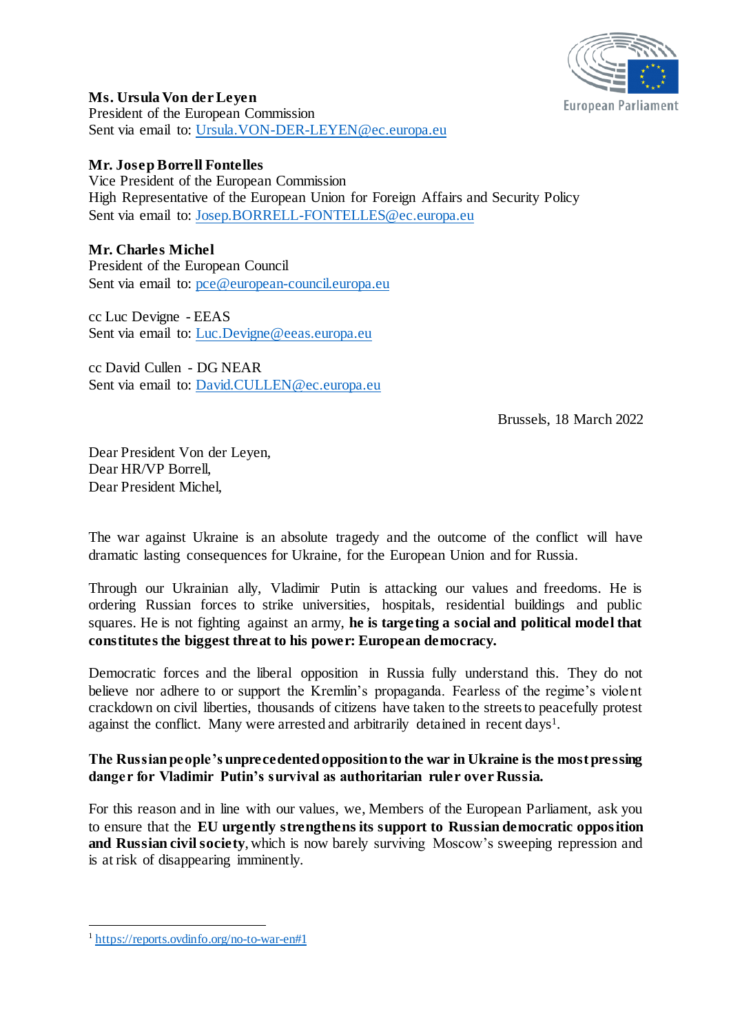**Ms. Ursula Von der Leyen**
President of the European Commission
Sent via email to: Ursula.VON-DER-LEYEN@ec.europa.eu

**Mr. Josep Borrell Fontelles**
Vice President of the European Commission
High Representative of the European Union for Foreign Affairs and Security Policy
Sent via email to: Josep.BORRELL-FONTELLES@ec.europa.eu

**Mr. Charles Michel**
President of the European Council
Sent via email to: pce@european-council.europa.eu

cc Luc Devigne - EEAS
Sent via email to: Luc.Devigne@eeas.europa.eu

cc David Cullen - DG NEAR
Sent via email to: David.CULLEN@ec.europa.eu

Brussels, 18 March 2022

Dear President Von der Leyen,
Dear HR/VP Borrell,
Dear President Michel,

The war against Ukraine is an absolute tragedy and the outcome of the conflict will have dramatic lasting consequences for Ukraine, for the European Union and for Russia.

Through our Ukrainian ally, Vladimir Putin is attacking our values and freedoms. He is ordering Russian forces to strike universities, hospitals, residential buildings and public squares. He is not fighting against an army, **he is targeting a social and political model that constitutes the biggest threat to his power: European democracy.**

Democratic forces and the liberal opposition in Russia fully understand this. They do not believe nor adhere to or support the Kremlin's propaganda. Fearless of the regime's violent crackdown on civil liberties, thousands of citizens have taken to the streets to peacefully protest against the conflict. Many were arrested and arbitrarily detained in recent days[1].

**The Russian people's unprecedented opposition to the war in Ukraine is the most pressing danger for Vladimir Putin's survival as authoritarian ruler over Russia.**

For this reason and in line with our values, we, Members of the European Parliament, ask you to ensure that the **EU urgently strengthens its support to Russian democratic opposition and Russian civil society**, which is now barely surviving Moscow's sweeping repression and is at risk of disappearing imminently.

[1] https://reports.ovdinfo.org/no-to-war-en#1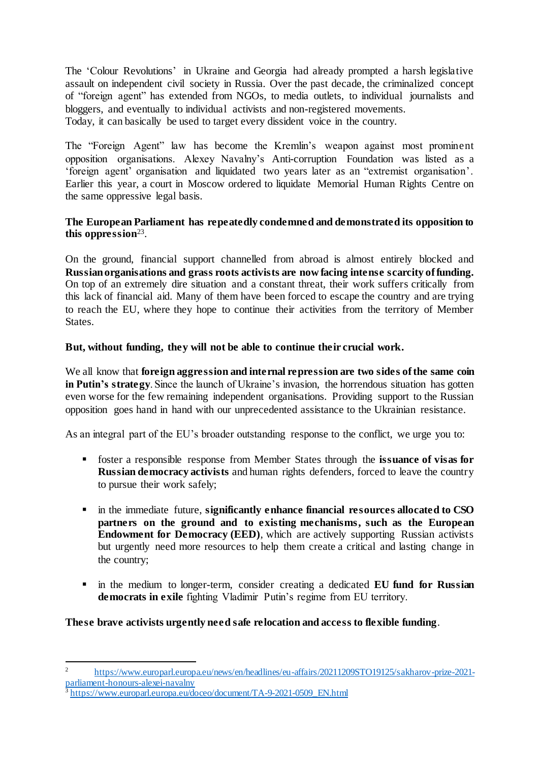The 'Colour Revolutions' in Ukraine and Georgia had already prompted a harsh legislative assault on independent civil society in Russia. Over the past decade, the criminalized concept of "foreign agent" has extended from NGOs, to media outlets, to individual journalists and bloggers, and eventually to individual activists and non-registered movements.
Today, it can basically be used to target every dissident voice in the country.

The "Foreign Agent" law has become the Kremlin's weapon against most prominent opposition organisations. Alexey Navalny's Anti-corruption Foundation was listed as a 'foreign agent' organisation and liquidated two years later as an "extremist organisation'. Earlier this year, a court in Moscow ordered to liquidate Memorial Human Rights Centre on the same oppressive legal basis.

**The European Parliament has repeatedly condemned and demonstrated its opposition to this oppression**[2,3].

On the ground, financial support channelled from abroad is almost entirely blocked and **Russian organisations and grass roots activists are now facing intense scarcity of funding.** On top of an extremely dire situation and a constant threat, their work suffers critically from this lack of financial aid. Many of them have been forced to escape the country and are trying to reach the EU, where they hope to continue their activities from the territory of Member States.

**But, without funding, they will not be able to continue their crucial work.**

We all know that **foreign aggression and internal repression are two sides of the same coin in Putin's strategy**. Since the launch of Ukraine's invasion, the horrendous situation has gotten even worse for the few remaining independent organisations. Providing support to the Russian opposition goes hand in hand with our unprecedented assistance to the Ukrainian resistance.

As an integral part of the EU's broader outstanding response to the conflict, we urge you to:

- foster a responsible response from Member States through the **issuance of visas for Russian democracy activists** and human rights defenders, forced to leave the country to pursue their work safely;
- in the immediate future, **significantly enhance financial resources allocated to CSO partners on the ground and to existing mechanisms, such as the European Endowment for Democracy (EED)**, which are actively supporting Russian activists but urgently need more resources to help them create a critical and lasting change in the country;
- in the medium to longer-term, consider creating a dedicated **EU fund for Russian democrats in exile** fighting Vladimir Putin's regime from EU territory.

**These brave activists urgently need safe relocation and access to flexible funding**.

---

[2] https://www.europarl.europa.eu/news/en/headlines/eu-affairs/20211209STO19125/sakharov-prize-2021-parliament-honours-alexei-navalny

[3] https://www.europarl.europa.eu/doceo/document/TA-9-2021-0509_EN.html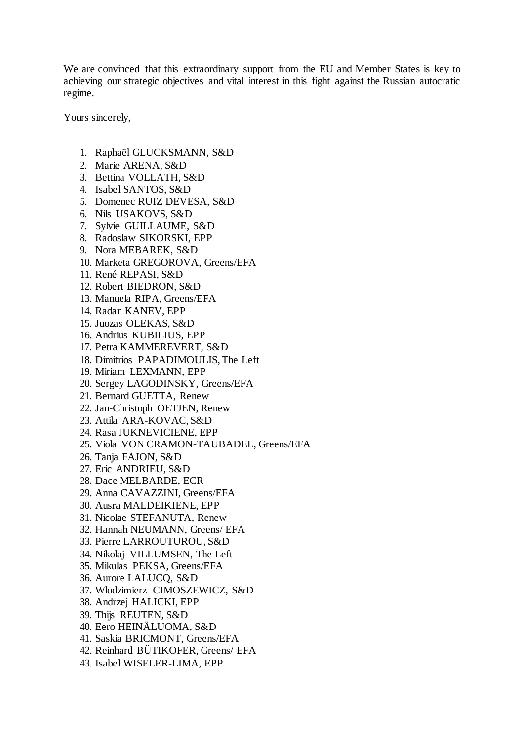We are convinced that this extraordinary support from the EU and Member States is key to achieving our strategic objectives and vital interest in this fight against the Russian autocratic regime.

Yours sincerely,

1. Raphaël GLUCKSMANN, S&D
2. Marie ARENA, S&D
3. Bettina VOLLATH, S&D
4. Isabel SANTOS, S&D
5. Domenec RUIZ DEVESA, S&D
6. Nils USAKOVS, S&D
7. Sylvie GUILLAUME, S&D
8. Radoslaw SIKORSKI, EPP
9. Nora MEBAREK, S&D
10. Marketa GREGOROVA, Greens/EFA
11. René REPASI, S&D
12. Robert BIEDRON, S&D
13. Manuela RIPA, Greens/EFA
14. Radan KANEV, EPP
15. Juozas OLEKAS, S&D
16. Andrius KUBILIUS, EPP
17. Petra KAMMEREVERT, S&D
18. Dimitrios PAPADIMOULIS, The Left
19. Miriam LEXMANN, EPP
20. Sergey LAGODINSKY, Greens/EFA
21. Bernard GUETTA, Renew
22. Jan-Christoph OETJEN, Renew
23. Attila ARA-KOVAC, S&D
24. Rasa JUKNEVICIENE, EPP
25. Viola VON CRAMON-TAUBADEL, Greens/EFA
26. Tanja FAJON, S&D
27. Eric ANDRIEU, S&D
28. Dace MELBARDE, ECR
29. Anna CAVAZZINI, Greens/EFA
30. Ausra MALDEIKIENE, EPP
31. Nicolae STEFANUTA, Renew
32. Hannah NEUMANN, Greens/ EFA
33. Pierre LARROUTUROU, S&D
34. Nikolaj VILLUMSEN, The Left
35. Mikulas PEKSA, Greens/EFA
36. Aurore LALUCQ, S&D
37. Wlodzimierz CIMOSZEWICZ, S&D
38. Andrzej HALICKI, EPP
39. Thijs REUTEN, S&D
40. Eero HEINÄLUOMA, S&D
41. Saskia BRICMONT, Greens/EFA
42. Reinhard BÜTIKOFER, Greens/ EFA
43. Isabel WISELER-LIMA, EPP